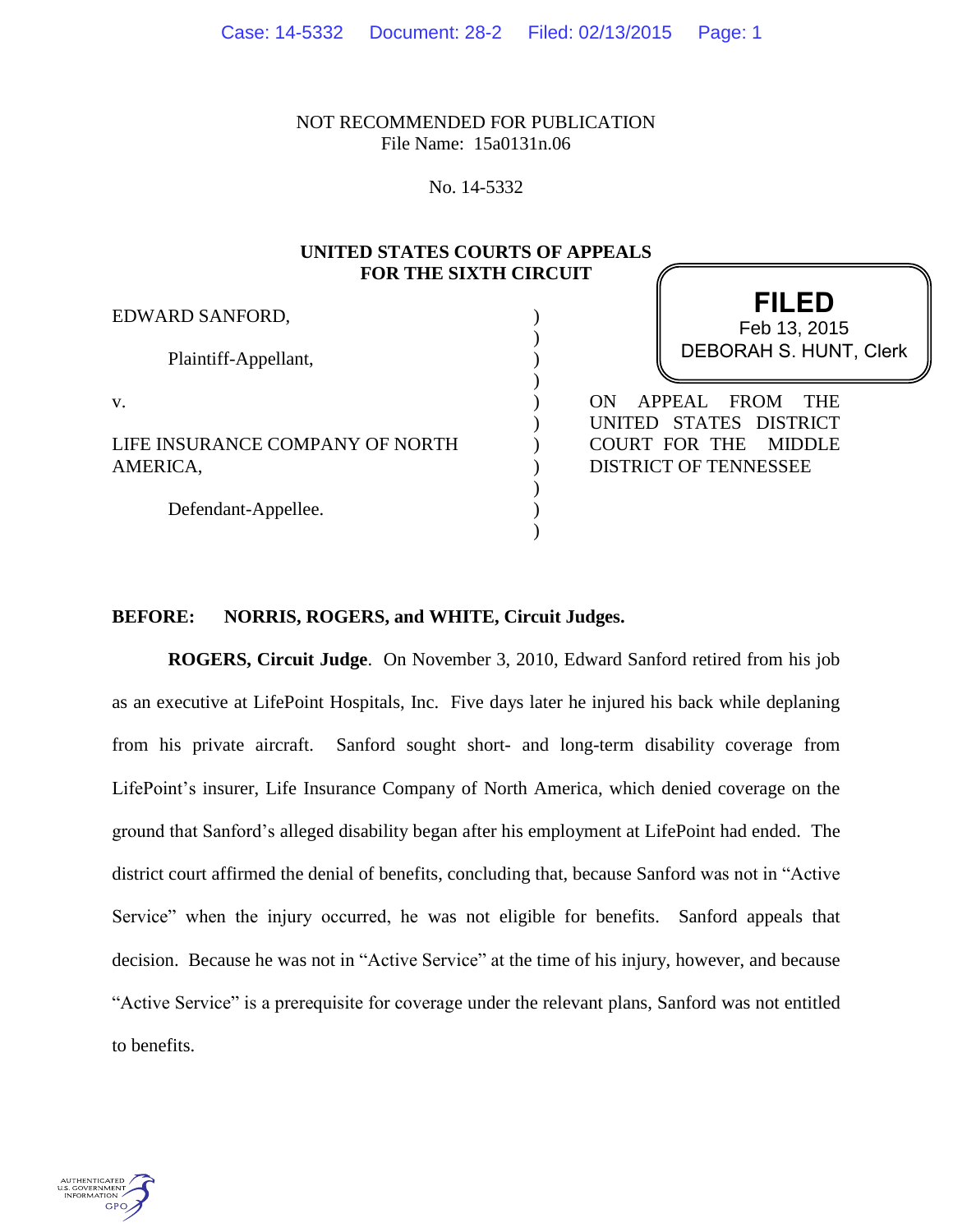NOT RECOMMENDED FOR PUBLICATION
File Name: 15a0131n.06

No. 14-5332

**UNITED STATES COURTS OF APPEALS
FOR THE SIXTH CIRCUIT**

**FILED**
Feb 13, 2015
DEBORAH S. HUNT, Clerk

EDWARD SANFORD,

Plaintiff-Appellant,

v.

LIFE INSURANCE COMPANY OF NORTH AMERICA,

Defendant-Appellee.

ON APPEAL FROM THE UNITED STATES DISTRICT COURT FOR THE MIDDLE DISTRICT OF TENNESSEE

**BEFORE: NORRIS, ROGERS, and WHITE, Circuit Judges.**

**ROGERS, Circuit Judge**. On November 3, 2010, Edward Sanford retired from his job as an executive at LifePoint Hospitals, Inc. Five days later he injured his back while deplaning from his private aircraft. Sanford sought short- and long-term disability coverage from LifePoint's insurer, Life Insurance Company of North America, which denied coverage on the ground that Sanford's alleged disability began after his employment at LifePoint had ended. The district court affirmed the denial of benefits, concluding that, because Sanford was not in "Active Service" when the injury occurred, he was not eligible for benefits. Sanford appeals that decision. Because he was not in "Active Service" at the time of his injury, however, and because "Active Service" is a prerequisite for coverage under the relevant plans, Sanford was not entitled to benefits.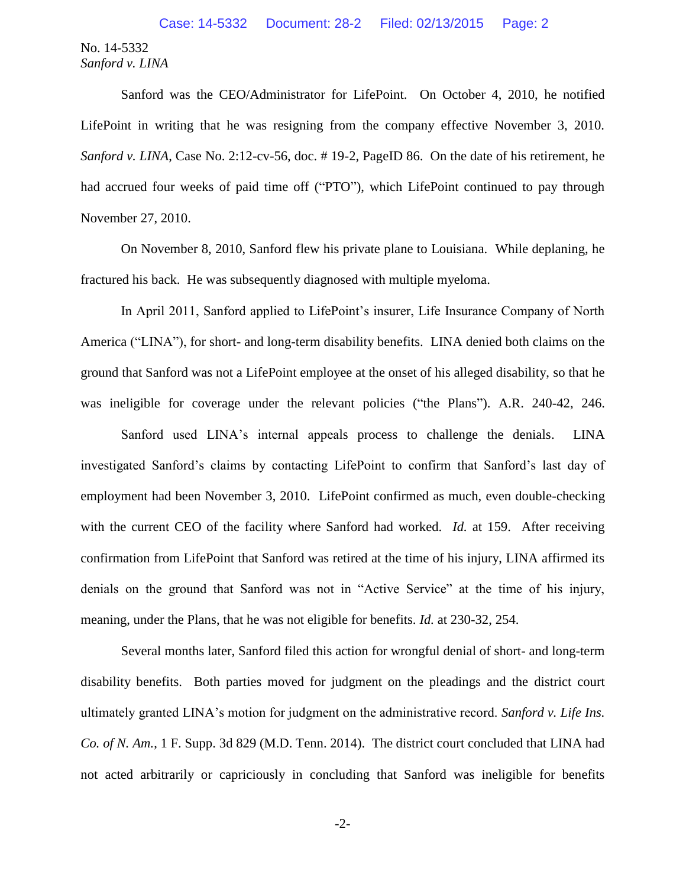Sanford was the CEO/Administrator for LifePoint. On October 4, 2010, he notified LifePoint in writing that he was resigning from the company effective November 3, 2010. *Sanford v. LINA*, Case No. 2:12-cv-56, doc. # 19-2, PageID 86. On the date of his retirement, he had accrued four weeks of paid time off ("PTO"), which LifePoint continued to pay through November 27, 2010.

On November 8, 2010, Sanford flew his private plane to Louisiana. While deplaning, he fractured his back. He was subsequently diagnosed with multiple myeloma.

In April 2011, Sanford applied to LifePoint's insurer, Life Insurance Company of North America ("LINA"), for short- and long-term disability benefits. LINA denied both claims on the ground that Sanford was not a LifePoint employee at the onset of his alleged disability, so that he was ineligible for coverage under the relevant policies ("the Plans"). A.R. 240-42, 246.

Sanford used LINA's internal appeals process to challenge the denials. LINA investigated Sanford's claims by contacting LifePoint to confirm that Sanford's last day of employment had been November 3, 2010. LifePoint confirmed as much, even double-checking with the current CEO of the facility where Sanford had worked. *Id.* at 159. After receiving confirmation from LifePoint that Sanford was retired at the time of his injury, LINA affirmed its denials on the ground that Sanford was not in "Active Service" at the time of his injury, meaning, under the Plans, that he was not eligible for benefits. *Id.* at 230-32, 254.

Several months later, Sanford filed this action for wrongful denial of short- and long-term disability benefits. Both parties moved for judgment on the pleadings and the district court ultimately granted LINA's motion for judgment on the administrative record. *Sanford v. Life Ins. Co. of N. Am.*, 1 F. Supp. 3d 829 (M.D. Tenn. 2014). The district court concluded that LINA had not acted arbitrarily or capriciously in concluding that Sanford was ineligible for benefits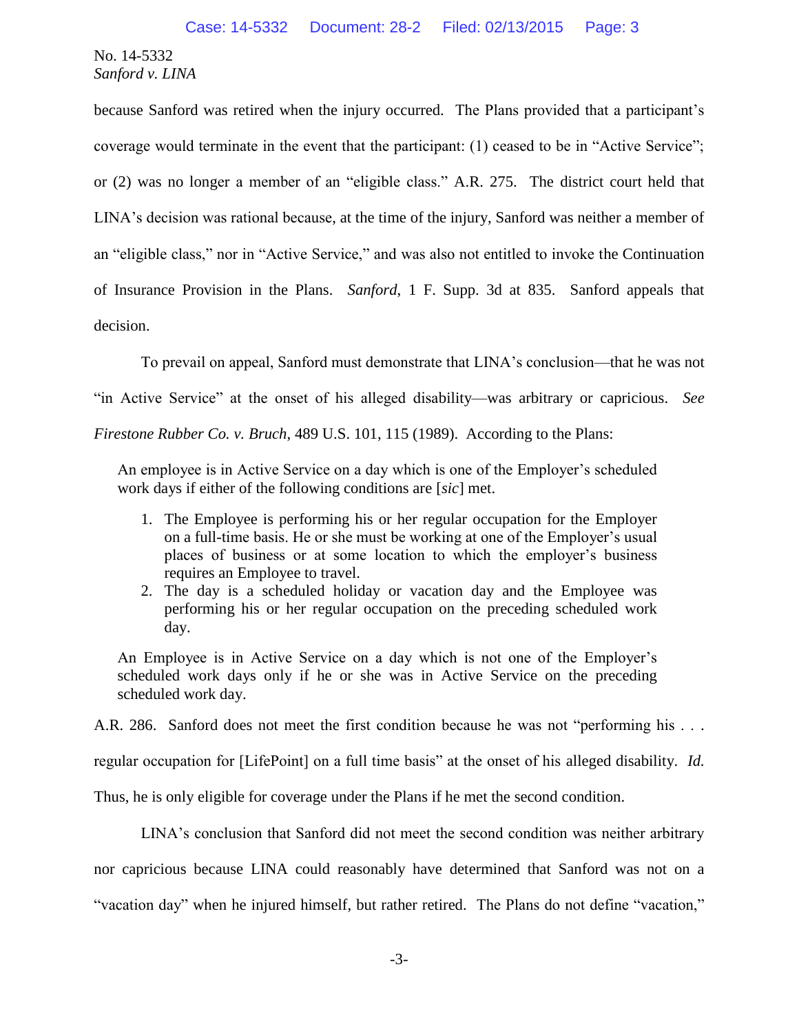because Sanford was retired when the injury occurred. The Plans provided that a participant's coverage would terminate in the event that the participant: (1) ceased to be in "Active Service"; or (2) was no longer a member of an "eligible class." A.R. 275. The district court held that LINA's decision was rational because, at the time of the injury, Sanford was neither a member of an "eligible class," nor in "Active Service," and was also not entitled to invoke the Continuation of Insurance Provision in the Plans. *Sanford*, 1 F. Supp. 3d at 835. Sanford appeals that decision.

To prevail on appeal, Sanford must demonstrate that LINA's conclusion—that he was not "in Active Service" at the onset of his alleged disability—was arbitrary or capricious. *See Firestone Rubber Co. v. Bruch*, 489 U.S. 101, 115 (1989). According to the Plans:

> An employee is in Active Service on a day which is one of the Employer's scheduled work days if either of the following conditions are [*sic*] met.
>
> 1. The Employee is performing his or her regular occupation for the Employer on a full-time basis. He or she must be working at one of the Employer's usual places of business or at some location to which the employer's business requires an Employee to travel.
> 2. The day is a scheduled holiday or vacation day and the Employee was performing his or her regular occupation on the preceding scheduled work day.
>
> An Employee is in Active Service on a day which is not one of the Employer's scheduled work days only if he or she was in Active Service on the preceding scheduled work day.

A.R. 286. Sanford does not meet the first condition because he was not "performing his . . . regular occupation for [LifePoint] on a full time basis" at the onset of his alleged disability. *Id.* Thus, he is only eligible for coverage under the Plans if he met the second condition.

LINA's conclusion that Sanford did not meet the second condition was neither arbitrary nor capricious because LINA could reasonably have determined that Sanford was not on a "vacation day" when he injured himself, but rather retired. The Plans do not define "vacation,"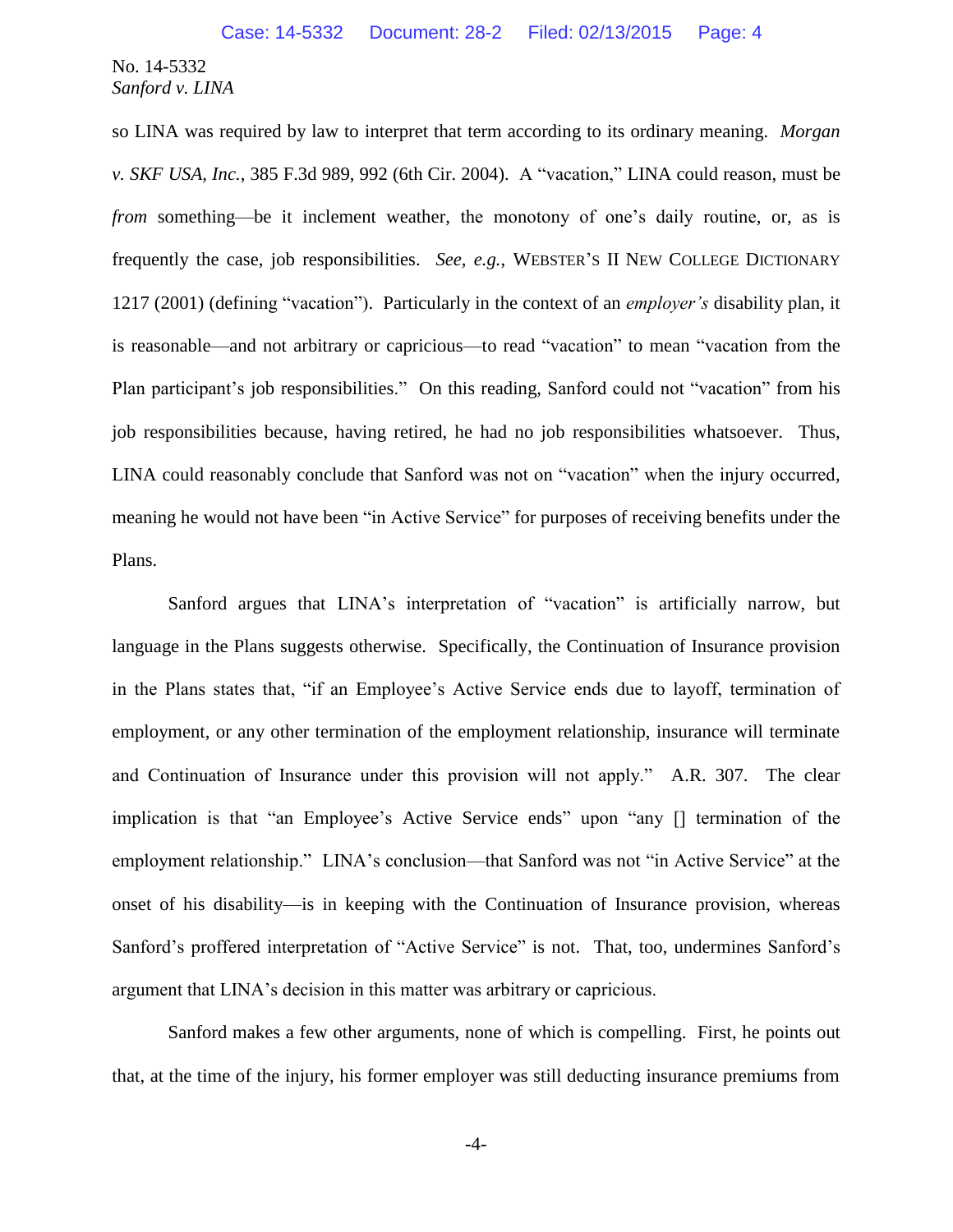so LINA was required by law to interpret that term according to its ordinary meaning. *Morgan v. SKF USA, Inc.*, 385 F.3d 989, 992 (6th Cir. 2004). A "vacation," LINA could reason, must be *from* something—be it inclement weather, the monotony of one's daily routine, or, as is frequently the case, job responsibilities. *See, e.g.*, WEBSTER'S II NEW COLLEGE DICTIONARY 1217 (2001) (defining "vacation"). Particularly in the context of an *employer's* disability plan, it is reasonable—and not arbitrary or capricious—to read "vacation" to mean "vacation from the Plan participant's job responsibilities." On this reading, Sanford could not "vacation" from his job responsibilities because, having retired, he had no job responsibilities whatsoever. Thus, LINA could reasonably conclude that Sanford was not on "vacation" when the injury occurred, meaning he would not have been "in Active Service" for purposes of receiving benefits under the Plans.

Sanford argues that LINA's interpretation of "vacation" is artificially narrow, but language in the Plans suggests otherwise. Specifically, the Continuation of Insurance provision in the Plans states that, "if an Employee's Active Service ends due to layoff, termination of employment, or any other termination of the employment relationship, insurance will terminate and Continuation of Insurance under this provision will not apply." A.R. 307. The clear implication is that "an Employee's Active Service ends" upon "any [] termination of the employment relationship." LINA's conclusion—that Sanford was not "in Active Service" at the onset of his disability—is in keeping with the Continuation of Insurance provision, whereas Sanford's proffered interpretation of "Active Service" is not. That, too, undermines Sanford's argument that LINA's decision in this matter was arbitrary or capricious.

Sanford makes a few other arguments, none of which is compelling. First, he points out that, at the time of the injury, his former employer was still deducting insurance premiums from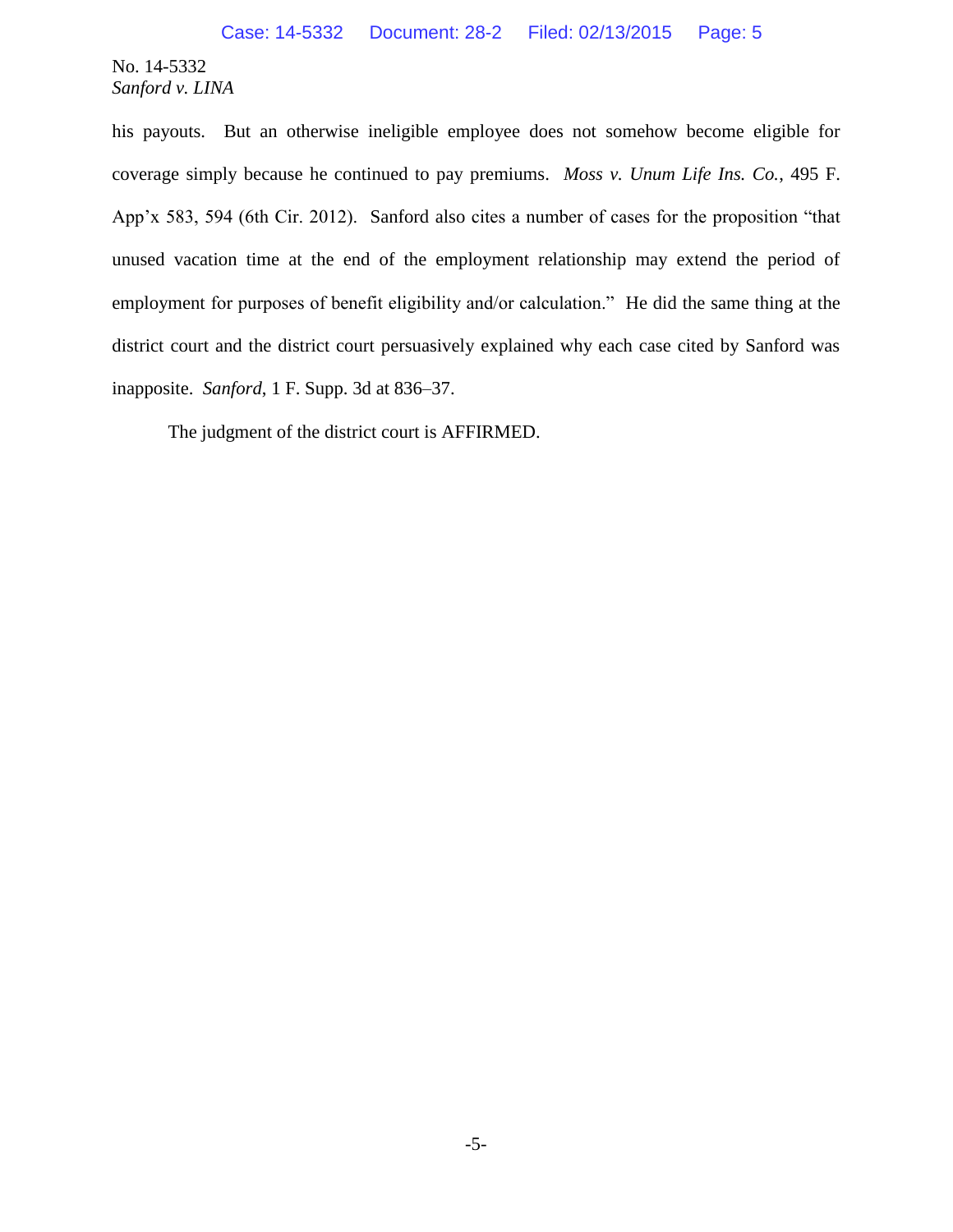his payouts. But an otherwise ineligible employee does not somehow become eligible for coverage simply because he continued to pay premiums. *Moss v. Unum Life Ins. Co.*, 495 F. App'x 583, 594 (6th Cir. 2012). Sanford also cites a number of cases for the proposition "that unused vacation time at the end of the employment relationship may extend the period of employment for purposes of benefit eligibility and/or calculation." He did the same thing at the district court and the district court persuasively explained why each case cited by Sanford was inapposite. *Sanford*, 1 F. Supp. 3d at 836–37.

The judgment of the district court is AFFIRMED.